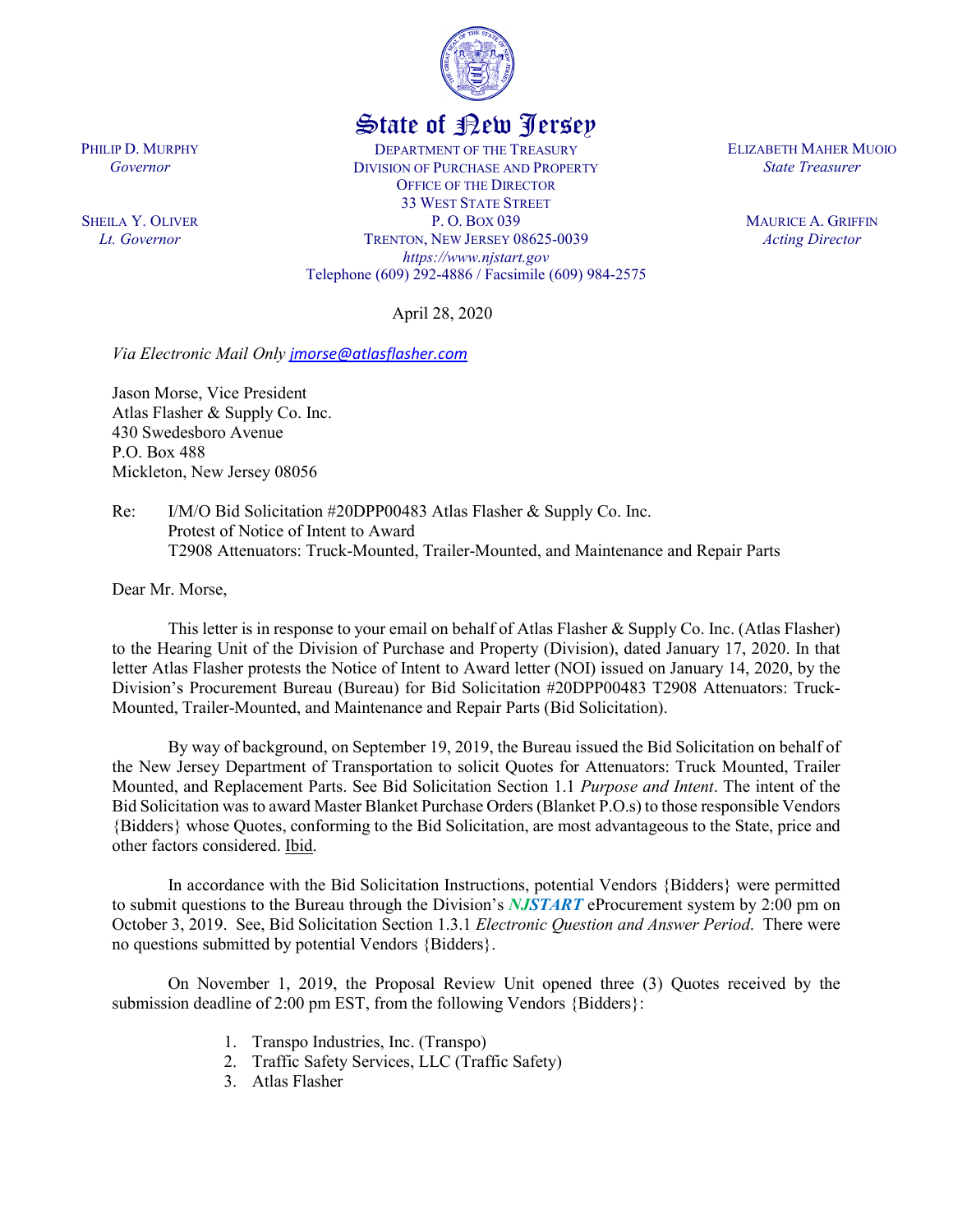# State of New Jersey

PHILIP D. MURPHY
*Governor*

SHEILA Y. OLIVER
*Lt. Governor*

DEPARTMENT OF THE TREASURY
DIVISION OF PURCHASE AND PROPERTY
OFFICE OF THE DIRECTOR
33 WEST STATE STREET
P. O. BOX 039
TRENTON, NEW JERSEY 08625-0039
*https://www.njstart.gov*
Telephone (609) 292-4886 / Facsimile (609) 984-2575

ELIZABETH MAHER MUOIO
*State Treasurer*

MAURICE A. GRIFFIN
*Acting Director*

April 28, 2020

*Via Electronic Mail Only [jmorse@atlasflasher.com](mailto:jmorse@atlasflasher.com)*

Jason Morse, Vice President
Atlas Flasher & Supply Co. Inc.
430 Swedesboro Avenue
P.O. Box 488
Mickleton, New Jersey 08056

Re: I/M/O Bid Solicitation #20DPP00483 Atlas Flasher & Supply Co. Inc.
Protest of Notice of Intent to Award
T2908 Attenuators: Truck-Mounted, Trailer-Mounted, and Maintenance and Repair Parts

Dear Mr. Morse,

This letter is in response to your email on behalf of Atlas Flasher & Supply Co. Inc. (Atlas Flasher) to the Hearing Unit of the Division of Purchase and Property (Division), dated January 17, 2020. In that letter Atlas Flasher protests the Notice of Intent to Award letter (NOI) issued on January 14, 2020, by the Division's Procurement Bureau (Bureau) for Bid Solicitation #20DPP00483 T2908 Attenuators: Truck-Mounted, Trailer-Mounted, and Maintenance and Repair Parts (Bid Solicitation).

By way of background, on September 19, 2019, the Bureau issued the Bid Solicitation on behalf of the New Jersey Department of Transportation to solicit Quotes for Attenuators: Truck Mounted, Trailer Mounted, and Replacement Parts. See Bid Solicitation Section 1.1 *Purpose and Intent*. The intent of the Bid Solicitation was to award Master Blanket Purchase Orders (Blanket P.O.s) to those responsible Vendors {Bidders} whose Quotes, conforming to the Bid Solicitation, are most advantageous to the State, price and other factors considered. Ibid.

In accordance with the Bid Solicitation Instructions, potential Vendors {Bidders} were permitted to submit questions to the Bureau through the Division's ***NJSTART*** eProcurement system by 2:00 pm on October 3, 2019. See, Bid Solicitation Section 1.3.1 *Electronic Question and Answer Period*. There were no questions submitted by potential Vendors {Bidders}.

On November 1, 2019, the Proposal Review Unit opened three (3) Quotes received by the submission deadline of 2:00 pm EST, from the following Vendors {Bidders}:

1. Transpo Industries, Inc. (Transpo)
2. Traffic Safety Services, LLC (Traffic Safety)
3. Atlas Flasher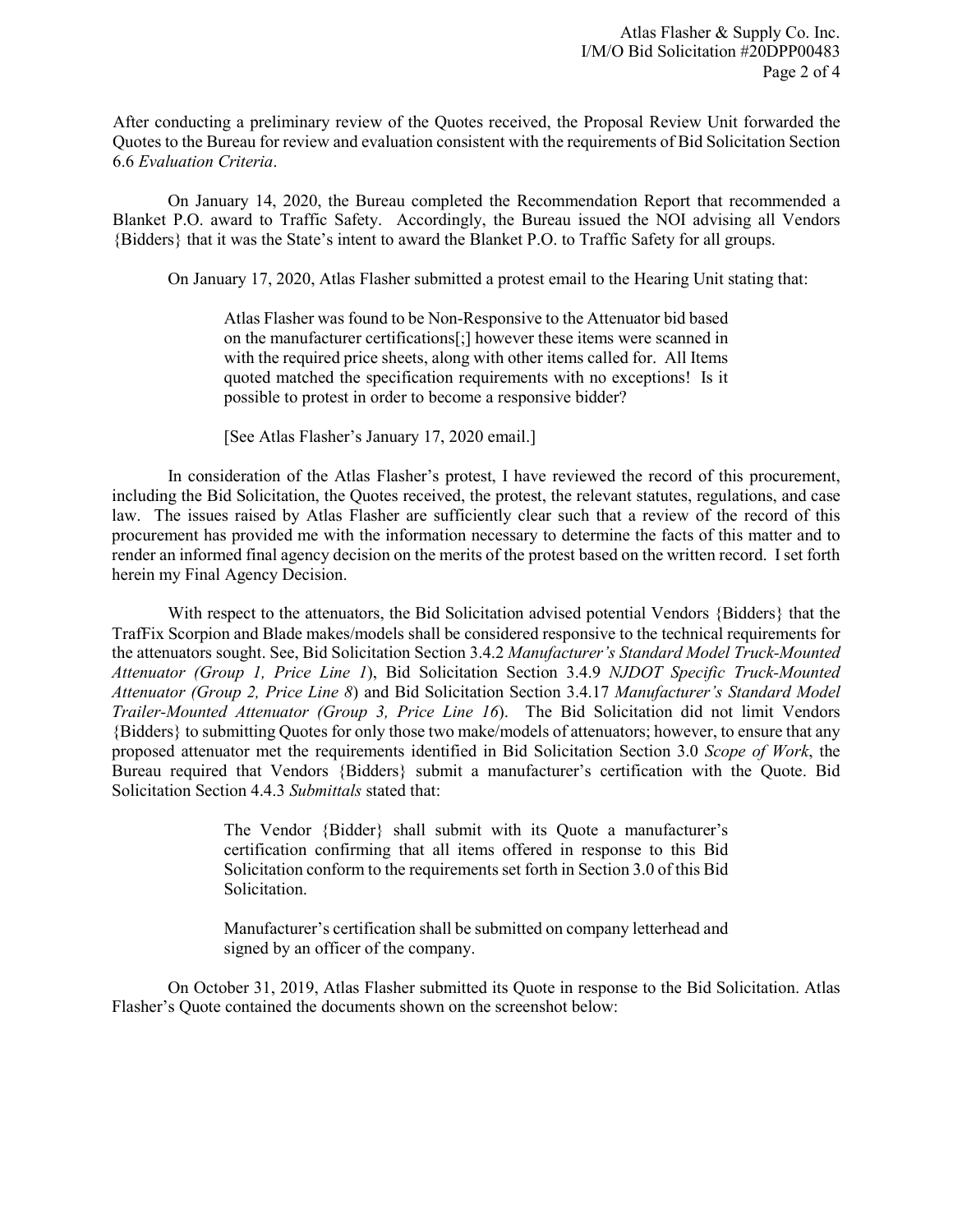After conducting a preliminary review of the Quotes received, the Proposal Review Unit forwarded the Quotes to the Bureau for review and evaluation consistent with the requirements of Bid Solicitation Section 6.6 *Evaluation Criteria*.

On January 14, 2020, the Bureau completed the Recommendation Report that recommended a Blanket P.O. award to Traffic Safety. Accordingly, the Bureau issued the NOI advising all Vendors {Bidders} that it was the State's intent to award the Blanket P.O. to Traffic Safety for all groups.

On January 17, 2020, Atlas Flasher submitted a protest email to the Hearing Unit stating that:

> Atlas Flasher was found to be Non-Responsive to the Attenuator bid based on the manufacturer certifications[;] however these items were scanned in with the required price sheets, along with other items called for. All Items quoted matched the specification requirements with no exceptions! Is it possible to protest in order to become a responsive bidder?
>
> [See Atlas Flasher's January 17, 2020 email.]

In consideration of the Atlas Flasher's protest, I have reviewed the record of this procurement, including the Bid Solicitation, the Quotes received, the protest, the relevant statutes, regulations, and case law. The issues raised by Atlas Flasher are sufficiently clear such that a review of the record of this procurement has provided me with the information necessary to determine the facts of this matter and to render an informed final agency decision on the merits of the protest based on the written record. I set forth herein my Final Agency Decision.

With respect to the attenuators, the Bid Solicitation advised potential Vendors {Bidders} that the TrafFix Scorpion and Blade makes/models shall be considered responsive to the technical requirements for the attenuators sought. See, Bid Solicitation Section 3.4.2 *Manufacturer's Standard Model Truck-Mounted Attenuator (Group 1, Price Line 1*), Bid Solicitation Section 3.4.9 *NJDOT Specific Truck-Mounted Attenuator (Group 2, Price Line 8*) and Bid Solicitation Section 3.4.17 *Manufacturer's Standard Model Trailer-Mounted Attenuator (Group 3, Price Line 16*). The Bid Solicitation did not limit Vendors {Bidders} to submitting Quotes for only those two make/models of attenuators; however, to ensure that any proposed attenuator met the requirements identified in Bid Solicitation Section 3.0 *Scope of Work*, the Bureau required that Vendors {Bidders} submit a manufacturer's certification with the Quote. Bid Solicitation Section 4.4.3 *Submittals* stated that:

> The Vendor {Bidder} shall submit with its Quote a manufacturer's certification confirming that all items offered in response to this Bid Solicitation conform to the requirements set forth in Section 3.0 of this Bid Solicitation.
>
> Manufacturer's certification shall be submitted on company letterhead and signed by an officer of the company.

On October 31, 2019, Atlas Flasher submitted its Quote in response to the Bid Solicitation. Atlas Flasher's Quote contained the documents shown on the screenshot below: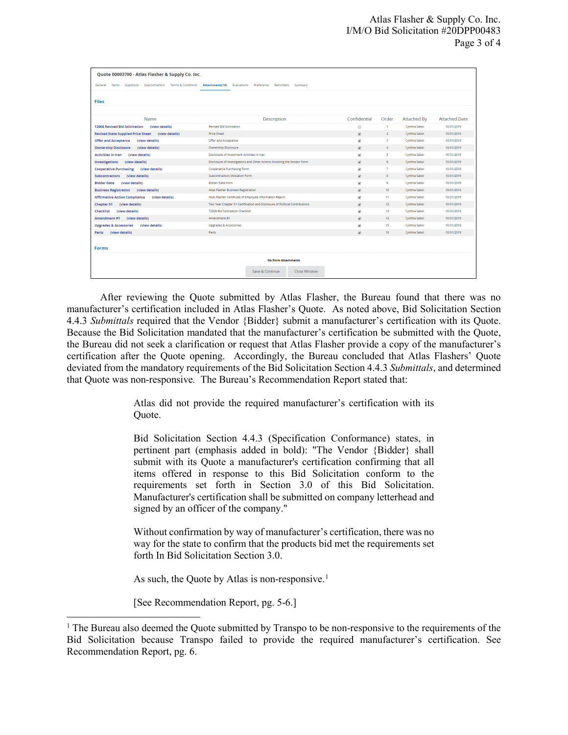**Quote 00003700 - Atlas Flasher & Supply Co. Inc.**

General | Items | Questions | Subcontractors | Terms & Conditions | Attachments(16) | Evaluations | Preference | Reminders | Summary

**Files**

| Name | Description | Confidential | Order | Attached By | Attached Date |
|---|---|---|---|---|---|
| T2908 Revised Bid Solicitation (view details) | Revised Bid Solicitation | ☐ | 1 | Cynthia Sabol | 10/31/2019 |
| Revised State Supplied Price Sheet (view details) | Price Sheet | ☑ | 2 | Cynthia Sabol | 10/31/2019 |
| Offer and Acceptance (view details) | Offer and Acceptance | ☑ | 3 | Cynthia Sabol | 10/31/2019 |
| Ownership Disclosure (view details) | Ownership Disclosure | ☑ | 4 | Cynthia Sabol | 10/31/2019 |
| Activities in Iran (view details) | Disclosure of Investment Activities in Iran | ☑ | 5 | Cynthia Sabol | 10/31/2019 |
| Investigations (view details) | Disclosure of Investigations and Other Actions Involving the Vendor Form | ☑ | 6 | Cynthia Sabol | 10/31/2019 |
| Cooperative Purchasing (view details) | Cooperative Purchasing Form | ☑ | 7 | Cynthia Sabol | 10/31/2019 |
| Subcontractors (view details) | Subcontractors Utilization Form | ☑ | 8 | Cynthia Sabol | 10/31/2019 |
| Bidder Data (view details) | Bidder Data Form | ☑ | 9 | Cynthia Sabol | 10/31/2019 |
| Business Registration (view details) | Atlas Flasher Business Registration | ☑ | 10 | Cynthia Sabol | 10/31/2019 |
| Affirmative Action Compliance (view details) | Atlas Flasher Certificate of Employee Information Report | ☑ | 11 | Cynthia Sabol | 10/31/2019 |
| Chapter 51 (view details) | Two Year Chapter 51 Certification and Disclosure of Political Contributions | ☑ | 12 | Cynthia Sabol | 10/31/2019 |
| Checklist (view details) | T2908 Bid Solicitation Checklist | ☑ | 13 | Cynthia Sabol | 10/31/2019 |
| Amendment #1 (view details) | Amendment #1 | ☑ | 14 | Cynthia Sabol | 10/31/2019 |
| Upgrades & Accessories (view details) | Upgrades & Accessories | ☑ | 15 | Cynthia Sabol | 10/31/2019 |
| Parts (view details) | Parts | ☑ | 16 | Cynthia Sabol | 10/31/2019 |

**Forms**

No Form Attachments

Save & Continue | Close Window

After reviewing the Quote submitted by Atlas Flasher, the Bureau found that there was no manufacturer's certification included in Atlas Flasher's Quote. As noted above, Bid Solicitation Section 4.4.3 *Submittals* required that the Vendor {Bidder} submit a manufacturer's certification with its Quote. Because the Bid Solicitation mandated that the manufacturer's certification be submitted with the Quote, the Bureau did not seek a clarification or request that Atlas Flasher provide a copy of the manufacturer's certification after the Quote opening. Accordingly, the Bureau concluded that Atlas Flashers' Quote deviated from the mandatory requirements of the Bid Solicitation Section 4.4.3 *Submittals*, and determined that Quote was non-responsive. The Bureau's Recommendation Report stated that:

> Atlas did not provide the required manufacturer's certification with its Quote.
>
> Bid Solicitation Section 4.4.3 (Specification Conformance) states, in pertinent part (emphasis added in bold): "The Vendor {Bidder} shall submit with its Quote a manufacturer's certification confirming that all items offered in response to this Bid Solicitation conform to the requirements set forth in Section 3.0 of this Bid Solicitation. Manufacturer's certification shall be submitted on company letterhead and signed by an officer of the company."
>
> Without confirmation by way of manufacturer's certification, there was no way for the state to confirm that the products bid met the requirements set forth In Bid Solicitation Section 3.0.
>
> As such, the Quote by Atlas is non-responsive.[1]
>
> [See Recommendation Report, pg. 5-6.]

---

[1] The Bureau also deemed the Quote submitted by Transpo to be non-responsive to the requirements of the Bid Solicitation because Transpo failed to provide the required manufacturer's certification. See Recommendation Report, pg. 6.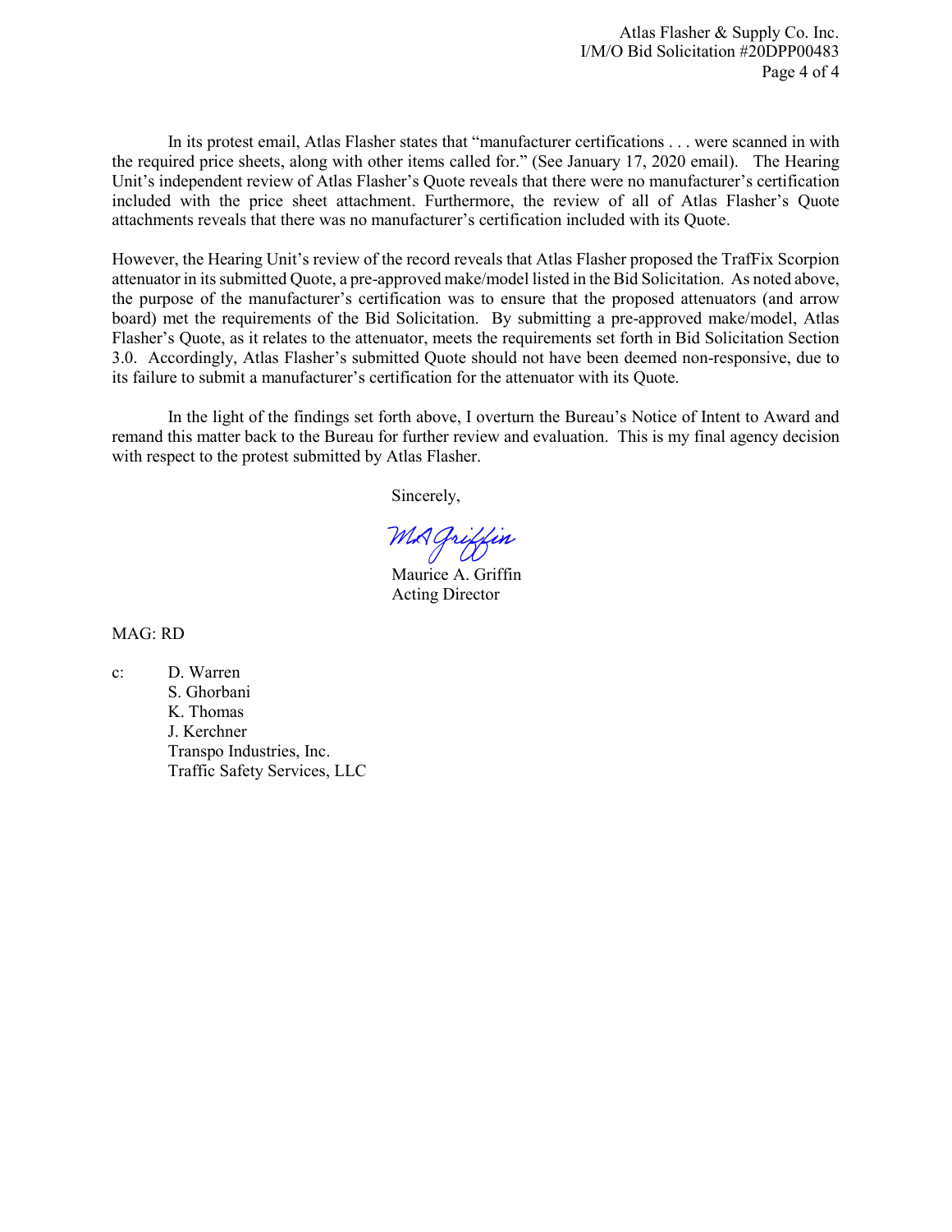In its protest email, Atlas Flasher states that "manufacturer certifications . . . were scanned in with the required price sheets, along with other items called for." (See January 17, 2020 email). The Hearing Unit's independent review of Atlas Flasher's Quote reveals that there were no manufacturer's certification included with the price sheet attachment. Furthermore, the review of all of Atlas Flasher's Quote attachments reveals that there was no manufacturer's certification included with its Quote.

However, the Hearing Unit's review of the record reveals that Atlas Flasher proposed the TrafFix Scorpion attenuator in its submitted Quote, a pre-approved make/model listed in the Bid Solicitation. As noted above, the purpose of the manufacturer's certification was to ensure that the proposed attenuators (and arrow board) met the requirements of the Bid Solicitation. By submitting a pre-approved make/model, Atlas Flasher's Quote, as it relates to the attenuator, meets the requirements set forth in Bid Solicitation Section 3.0. Accordingly, Atlas Flasher's submitted Quote should not have been deemed non-responsive, due to its failure to submit a manufacturer's certification for the attenuator with its Quote.

In the light of the findings set forth above, I overturn the Bureau's Notice of Intent to Award and remand this matter back to the Bureau for further review and evaluation. This is my final agency decision with respect to the protest submitted by Atlas Flasher.

Sincerely,

MA Griffin

Maurice A. Griffin
Acting Director

MAG: RD

c: D. Warren
S. Ghorbani
K. Thomas
J. Kerchner
Transpo Industries, Inc.
Traffic Safety Services, LLC